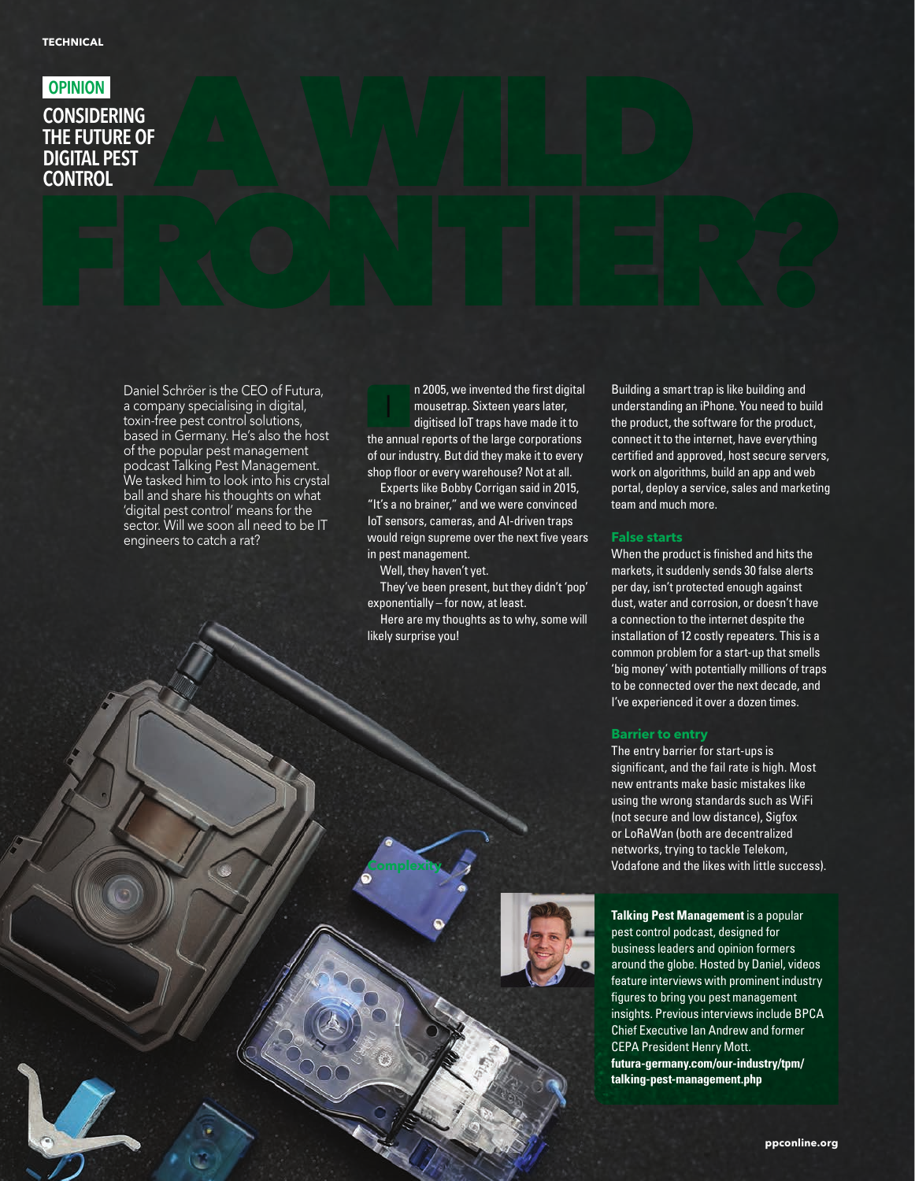OPINION

# CONSIDERING THE FUTURE OF DIGITAL PEST CONTROL

# A WILD FRONTIER?

Daniel Schröer is the CEO of Futura, a company specialising in digital, toxin-free pest control solutions, based in Germany. He's also the host of the popular pest management podcast Talking Pest Management. We tasked him to look into his crystal ball and share his thoughts on what 'digital pest control' means for the sector. Will we soon all need to be IT engineers to catch a rat?

In 2005, we invented the first digital mousetrap. Sixteen years later, digitised IoT traps have made it to the annual reports of the large corporations of our industry. But did they make it to every shop floor or every warehouse? Not at all.

Experts like Bobby Corrigan said in 2015, "It's a no brainer," and we were convinced IoT sensors, cameras, and AI-driven traps would reign supreme over the next five years in pest management.

Well, they haven't yet.

They've been present, but they didn't 'pop' exponentially – for now, at least.

Here are my thoughts as to why, some will likely surprise you!

## Complexity

Building a smart trap is like building and understanding an iPhone. You need to build the product, the software for the product, connect it to the internet, have everything certified and approved, host secure servers, work on algorithms, build an app and web portal, deploy a service, sales and marketing team and much more.

## False starts

When the product is finished and hits the markets, it suddenly sends 30 false alerts per day, isn't protected enough against dust, water and corrosion, or doesn't have a connection to the internet despite the installation of 12 costly repeaters. This is a common problem for a start-up that smells 'big money' with potentially millions of traps to be connected over the next decade, and I've experienced it over a dozen times.

## Barrier to entry

The entry barrier for start-ups is significant, and the fail rate is high. Most new entrants make basic mistakes like using the wrong standards such as WiFi (not secure and low distance), Sigfox or LoRaWan (both are decentralized networks, trying to tackle Telekom, Vodafone and the likes with little success).

**Talking Pest Management** is a popular pest control podcast, designed for business leaders and opinion formers around the globe. Hosted by Daniel, videos feature interviews with prominent industry figures to bring you pest management insights. Previous interviews include BPCA Chief Executive Ian Andrew and former CEPA President Henry Mott.
**futura-germany.com/our-industry/tpm/talking-pest-management.php**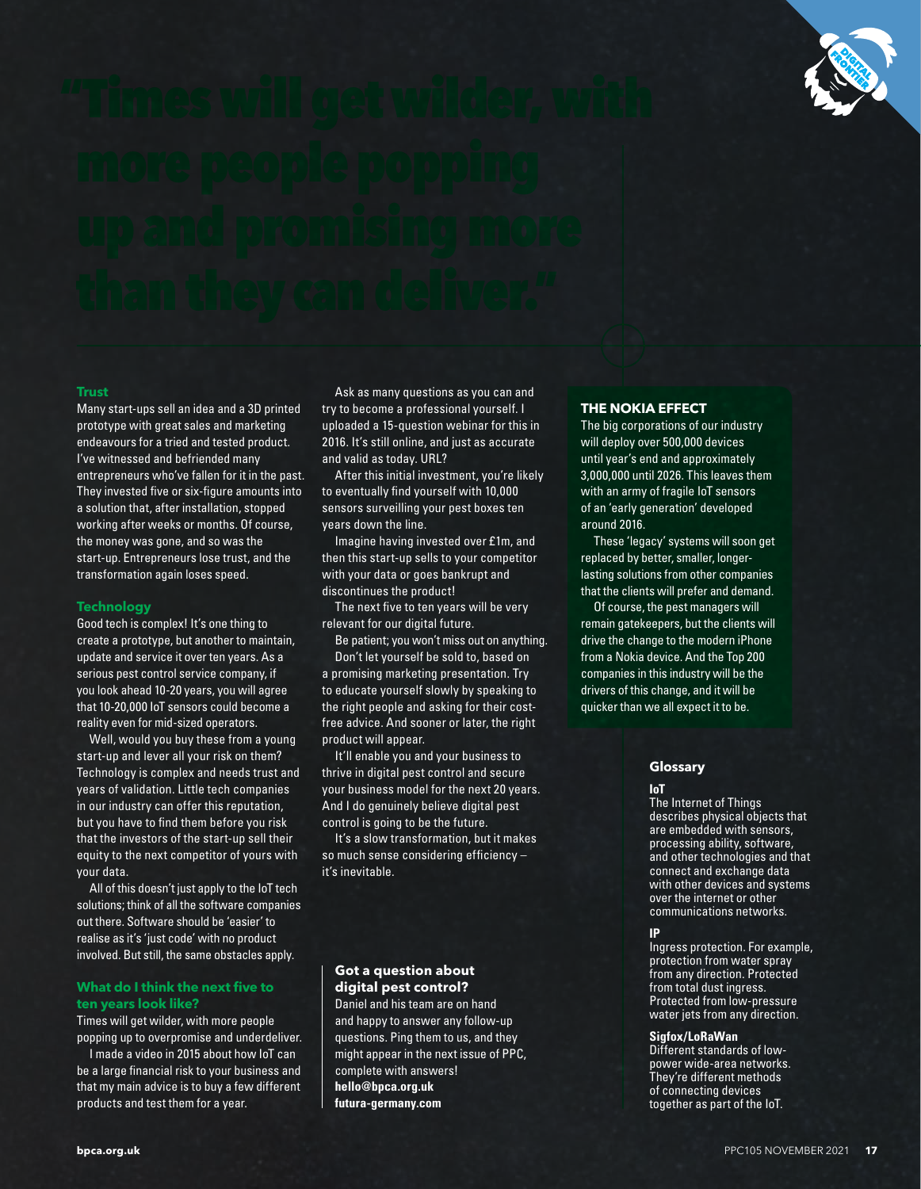# "Times will get wilder, with more people popping up and promising more than they can deliver."

### Trust

Many start-ups sell an idea and a 3D printed prototype with great sales and marketing endeavours for a tried and tested product. I've witnessed and befriended many entrepreneurs who've fallen for it in the past. They invested five or six-figure amounts into a solution that, after installation, stopped working after weeks or months. Of course, the money was gone, and so was the start-up. Entrepreneurs lose trust, and the transformation again loses speed.

### Technology

Good tech is complex! It's one thing to create a prototype, but another to maintain, update and service it over ten years. As a serious pest control service company, if you look ahead 10-20 years, you will agree that 10-20,000 IoT sensors could become a reality even for mid-sized operators.

Well, would you buy these from a young start-up and lever all your risk on them? Technology is complex and needs trust and years of validation. Little tech companies in our industry can offer this reputation, but you have to find them before you risk that the investors of the start-up sell their equity to the next competitor of yours with your data.

All of this doesn't just apply to the IoT tech solutions; think of all the software companies out there. Software should be 'easier' to realise as it's 'just code' with no product involved. But still, the same obstacles apply.

### What do I think the next five to ten years look like?

Times will get wilder, with more people popping up to overpromise and underdeliver.

I made a video in 2015 about how IoT can be a large financial risk to your business and that my main advice is to buy a few different products and test them for a year.

Ask as many questions as you can and try to become a professional yourself. I uploaded a 15-question webinar for this in 2016. It's still online, and just as accurate and valid as today. URL?

After this initial investment, you're likely to eventually find yourself with 10,000 sensors surveilling your pest boxes ten years down the line.

Imagine having invested over £1m, and then this start-up sells to your competitor with your data or goes bankrupt and discontinues the product!

The next five to ten years will be very relevant for our digital future.

Be patient; you won't miss out on anything.

Don't let yourself be sold to, based on a promising marketing presentation. Try to educate yourself slowly by speaking to the right people and asking for their cost-free advice. And sooner or later, the right product will appear.

It'll enable you and your business to thrive in digital pest control and secure your business model for the next 20 years. And I do genuinely believe digital pest control is going to be the future.

It's a slow transformation, but it makes so much sense considering efficiency – it's inevitable.

**Got a question about digital pest control?**

Daniel and his team are on hand and happy to answer any follow-up questions. Ping them to us, and they might appear in the next issue of PPC, complete with answers!

**hello@bpca.org.uk**

**futura-germany.com**

### THE NOKIA EFFECT

The big corporations of our industry will deploy over 500,000 devices until year's end and approximately 3,000,000 until 2026. This leaves them with an army of fragile IoT sensors of an 'early generation' developed around 2016.

These 'legacy' systems will soon get replaced by better, smaller, longer-lasting solutions from other companies that the clients will prefer and demand.

Of course, the pest managers will remain gatekeepers, but the clients will drive the change to the modern iPhone from a Nokia device. And the Top 200 companies in this industry will be the drivers of this change, and it will be quicker than we all expect it to be.

### Glossary

**IoT**
The Internet of Things describes physical objects that are embedded with sensors, processing ability, software, and other technologies and that connect and exchange data with other devices and systems over the internet or other communications networks.

**IP**
Ingress protection. For example, protection from water spray from any direction. Protected from total dust ingress. Protected from low-pressure water jets from any direction.

**Sigfox/LoRaWan**
Different standards of low-power wide-area networks. They're different methods of connecting devices together as part of the IoT.